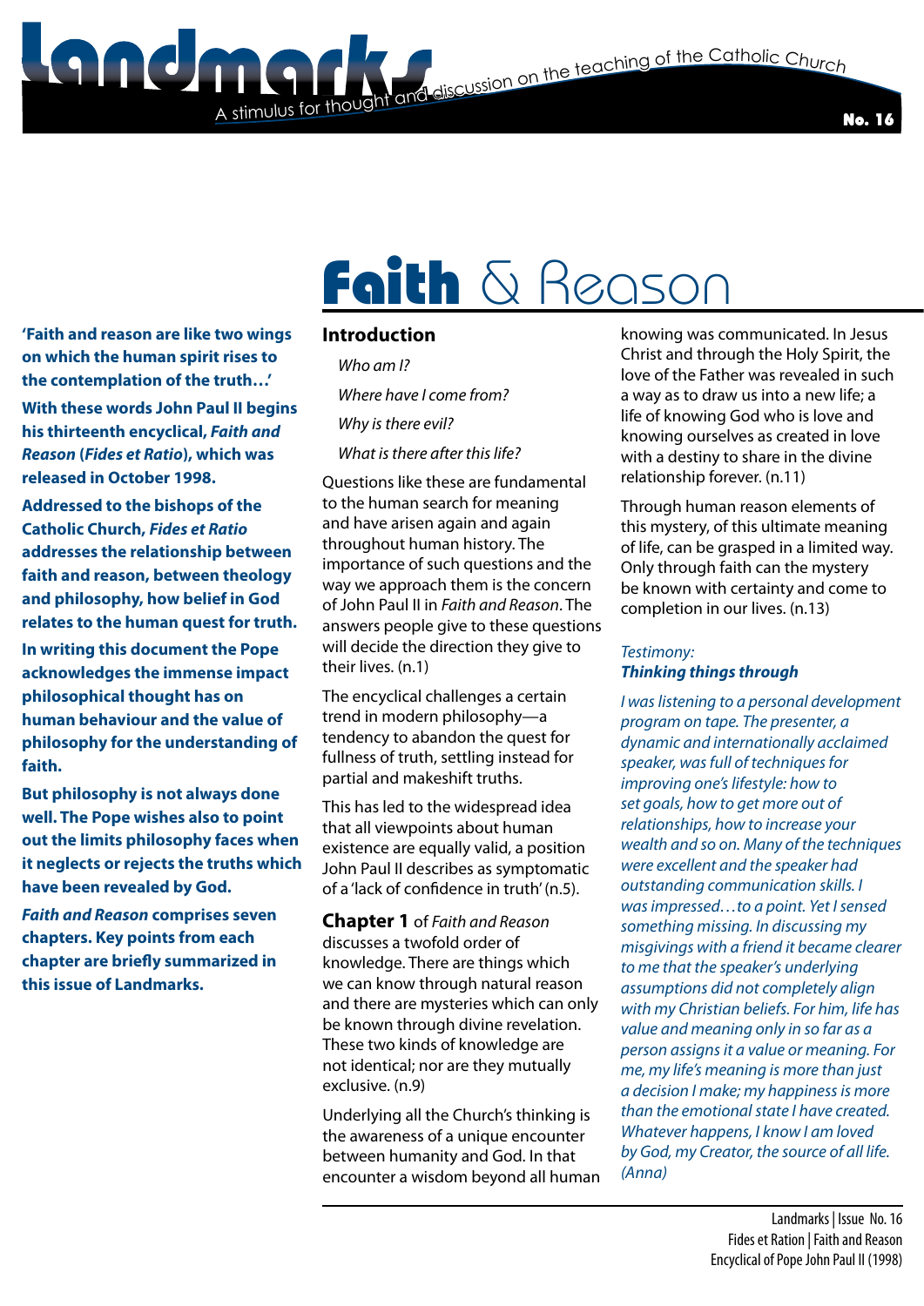# Landmarks

A stimulus for thought and discussion on the teaching of the Catholic Church

No. 16

# Faith & Reason

**'Faith and reason are like two wings on which the human spirit rises to the contemplation of the truth…'**

**With these words John Paul II begins his thirteenth encyclical, *Faith and Reason* (*Fides et Ratio*), which was released in October 1998.**

**Addressed to the bishops of the Catholic Church, *Fides et Ratio* addresses the relationship between faith and reason, between theology and philosophy, how belief in God relates to the human quest for truth.**

**In writing this document the Pope acknowledges the immense impact philosophical thought has on human behaviour and the value of philosophy for the understanding of faith.**

**But philosophy is not always done well. The Pope wishes also to point out the limits philosophy faces when it neglects or rejects the truths which have been revealed by God.**

***Faith and Reason* comprises seven chapters. Key points from each chapter are briefly summarized in this issue of Landmarks.**

## Introduction

*Who am I?*

*Where have I come from?*

*Why is there evil?*

*What is there after this life?*

Questions like these are fundamental to the human search for meaning and have arisen again and again throughout human history. The importance of such questions and the way we approach them is the concern of John Paul II in *Faith and Reason*. The answers people give to these questions will decide the direction they give to their lives. (n.1)

The encyclical challenges a certain trend in modern philosophy—a tendency to abandon the quest for fullness of truth, settling instead for partial and makeshift truths.

This has led to the widespread idea that all viewpoints about human existence are equally valid, a position John Paul II describes as symptomatic of a 'lack of confidence in truth' (n.5).

**Chapter 1** of *Faith and Reason* discusses a twofold order of knowledge. There are things which we can know through natural reason and there are mysteries which can only be known through divine revelation. These two kinds of knowledge are not identical; nor are they mutually exclusive. (n.9)

Underlying all the Church's thinking is the awareness of a unique encounter between humanity and God. In that encounter a wisdom beyond all human knowing was communicated. In Jesus Christ and through the Holy Spirit, the love of the Father was revealed in such a way as to draw us into a new life; a life of knowing God who is love and knowing ourselves as created in love with a destiny to share in the divine relationship forever. (n.11)

Through human reason elements of this mystery, of this ultimate meaning of life, can be grasped in a limited way. Only through faith can the mystery be known with certainty and come to completion in our lives. (n.13)

*Testimony:*
***Thinking things through***

*I was listening to a personal development program on tape. The presenter, a dynamic and internationally acclaimed speaker, was full of techniques for improving one's lifestyle: how to set goals, how to get more out of relationships, how to increase your wealth and so on. Many of the techniques were excellent and the speaker had outstanding communication skills. I was impressed…to a point. Yet I sensed something missing. In discussing my misgivings with a friend it became clearer to me that the speaker's underlying assumptions did not completely align with my Christian beliefs. For him, life has value and meaning only in so far as a person assigns it a value or meaning. For me, my life's meaning is more than just a decision I make; my happiness is more than the emotional state I have created. Whatever happens, I know I am loved by God, my Creator, the source of all life. (Anna)*

Landmarks | Issue No. 16
Fides et Ration | Faith and Reason
Encyclical of Pope John Paul II (1998)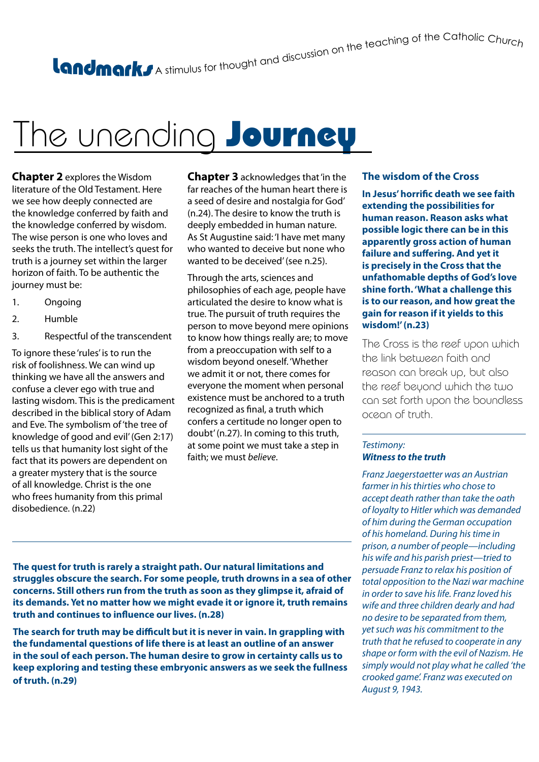**Landmarks** A stimulus for thought and discussion on the teaching of the Catholic Church

# The unending **Journey**

**Chapter 2** explores the Wisdom literature of the Old Testament. Here we see how deeply connected are the knowledge conferred by faith and the knowledge conferred by wisdom. The wise person is one who loves and seeks the truth. The intellect's quest for truth is a journey set within the larger horizon of faith. To be authentic the journey must be:

1. Ongoing
2. Humble
3. Respectful of the transcendent

To ignore these 'rules' is to run the risk of foolishness. We can wind up thinking we have all the answers and confuse a clever ego with true and lasting wisdom. This is the predicament described in the biblical story of Adam and Eve. The symbolism of 'the tree of knowledge of good and evil' (Gen 2:17) tells us that humanity lost sight of the fact that its powers are dependent on a greater mystery that is the source of all knowledge. Christ is the one who frees humanity from this primal disobedience. (n.22)

**Chapter 3** acknowledges that 'in the far reaches of the human heart there is a seed of desire and nostalgia for God' (n.24). The desire to know the truth is deeply embedded in human nature. As St Augustine said: 'I have met many who wanted to deceive but none who wanted to be deceived' (see n.25).

Through the arts, sciences and philosophies of each age, people have articulated the desire to know what is true. The pursuit of truth requires the person to move beyond mere opinions to know how things really are; to move from a preoccupation with self to a wisdom beyond oneself. 'Whether we admit it or not, there comes for everyone the moment when personal existence must be anchored to a truth recognized as final, a truth which confers a certitude no longer open to doubt' (n.27). In coming to this truth, at some point we must take a step in faith; we must *believe*.

**The quest for truth is rarely a straight path. Our natural limitations and struggles obscure the search. For some people, truth drowns in a sea of other concerns. Still others run from the truth as soon as they glimpse it, afraid of its demands. Yet no matter how we might evade it or ignore it, truth remains truth and continues to influence our lives. (n.28)**

**The search for truth may be difficult but it is never in vain. In grappling with the fundamental questions of life there is at least an outline of an answer in the soul of each person. The human desire to grow in certainty calls us to keep exploring and testing these embryonic answers as we seek the fullness of truth. (n.29)**

### The wisdom of the Cross

**In Jesus' horrific death we see faith extending the possibilities for human reason. Reason asks what possible logic there can be in this apparently gross action of human failure and suffering. And yet it is precisely in the Cross that the unfathomable depths of God's love shine forth. 'What a challenge this is to our reason, and how great the gain for reason if it yields to this wisdom!' (n.23)**

The Cross is the reef upon which the link between faith and reason can break up, but also the reef beyond which the two can set forth upon the boundless ocean of truth.

*Testimony:*
***Witness to the truth***

*Franz Jaegerstaetter was an Austrian farmer in his thirties who chose to accept death rather than take the oath of loyalty to Hitler which was demanded of him during the German occupation of his homeland. During his time in prison, a number of people—including his wife and his parish priest—tried to persuade Franz to relax his position of total opposition to the Nazi war machine in order to save his life. Franz loved his wife and three children dearly and had no desire to be separated from them, yet such was his commitment to the truth that he refused to cooperate in any shape or form with the evil of Nazism. He simply would not play what he called 'the crooked game'. Franz was executed on August 9, 1943.*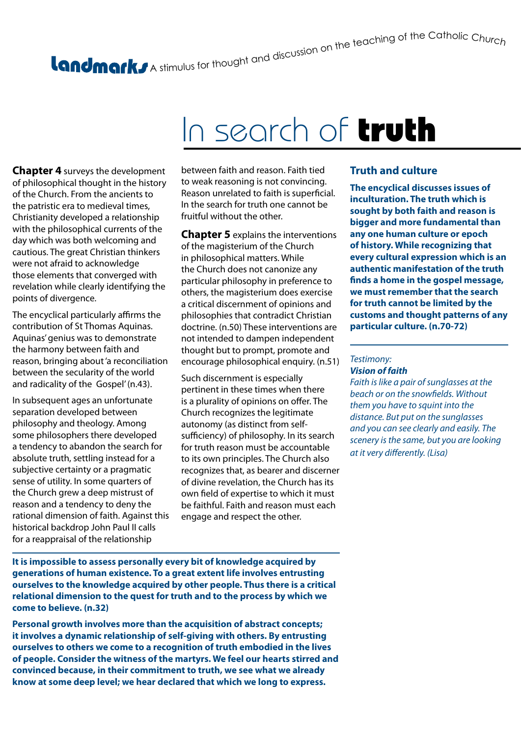# In search of **truth**

**Chapter 4** surveys the development of philosophical thought in the history of the Church. From the ancients to the patristic era to medieval times, Christianity developed a relationship with the philosophical currents of the day which was both welcoming and cautious. The great Christian thinkers were not afraid to acknowledge those elements that converged with revelation while clearly identifying the points of divergence.

The encyclical particularly affirms the contribution of St Thomas Aquinas. Aquinas' genius was to demonstrate the harmony between faith and reason, bringing about 'a reconciliation between the secularity of the world and radicality of the Gospel' (n.43).

In subsequent ages an unfortunate separation developed between philosophy and theology. Among some philosophers there developed a tendency to abandon the search for absolute truth, settling instead for a subjective certainty or a pragmatic sense of utility. In some quarters of the Church grew a deep mistrust of reason and a tendency to deny the rational dimension of faith. Against this historical backdrop John Paul II calls for a reappraisal of the relationship between faith and reason. Faith tied to weak reasoning is not convincing. Reason unrelated to faith is superficial. In the search for truth one cannot be fruitful without the other.

**Chapter 5** explains the interventions of the magisterium of the Church in philosophical matters. While the Church does not canonize any particular philosophy in preference to others, the magisterium does exercise a critical discernment of opinions and philosophies that contradict Christian doctrine. (n.50) These interventions are not intended to dampen independent thought but to prompt, promote and encourage philosophical enquiry. (n.51)

Such discernment is especially pertinent in these times when there is a plurality of opinions on offer. The Church recognizes the legitimate autonomy (as distinct from self-sufficiency) of philosophy. In its search for truth reason must be accountable to its own principles. The Church also recognizes that, as bearer and discerner of divine revelation, the Church has its own field of expertise to which it must be faithful. Faith and reason must each engage and respect the other.

**It is impossible to assess personally every bit of knowledge acquired by generations of human existence. To a great extent life involves entrusting ourselves to the knowledge acquired by other people. Thus there is a critical relational dimension to the quest for truth and to the process by which we come to believe. (n.32)**

**Personal growth involves more than the acquisition of abstract concepts; it involves a dynamic relationship of self-giving with others. By entrusting ourselves to others we come to a recognition of truth embodied in the lives of people. Consider the witness of the martyrs. We feel our hearts stirred and convinced because, in their commitment to truth, we see what we already know at some deep level; we hear declared that which we long to express.**

## Truth and culture

**The encyclical discusses issues of inculturation. The truth which is sought by both faith and reason is bigger and more fundamental than any one human culture or epoch of history. While recognizing that every cultural expression which is an authentic manifestation of the truth finds a home in the gospel message, we must remember that the search for truth cannot be limited by the customs and thought patterns of any particular culture. (n.70-72)**

*Testimony:*
***Vision of faith***
*Faith is like a pair of sunglasses at the beach or on the snowfields. Without them you have to squint into the distance. But put on the sunglasses and you can see clearly and easily. The scenery is the same, but you are looking at it very differently. (Lisa)*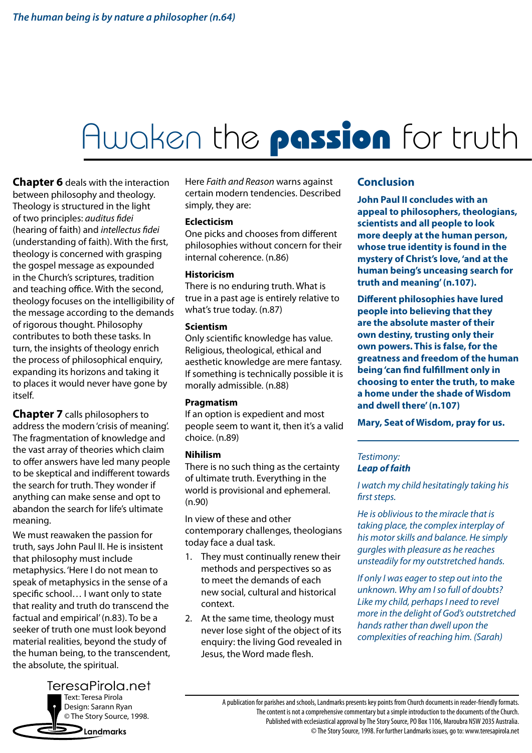*The human being is by nature a philosopher (n.64)*

# Awaken the **passion** for truth

**Chapter 6** deals with the interaction between philosophy and theology. Theology is structured in the light of two principles: *auditus fidei* (hearing of faith) and *intellectus fidei* (understanding of faith). With the first, theology is concerned with grasping the gospel message as expounded in the Church's scriptures, tradition and teaching office. With the second, theology focuses on the intelligibility of the message according to the demands of rigorous thought. Philosophy contributes to both these tasks. In turn, the insights of theology enrich the process of philosophical enquiry, expanding its horizons and taking it to places it would never have gone by itself.

**Chapter 7** calls philosophers to address the modern 'crisis of meaning'. The fragmentation of knowledge and the vast array of theories which claim to offer answers have led many people to be skeptical and indifferent towards the search for truth. They wonder if anything can make sense and opt to abandon the search for life's ultimate meaning.

We must reawaken the passion for truth, says John Paul II. He is insistent that philosophy must include metaphysics. 'Here I do not mean to speak of metaphysics in the sense of a specific school… I want only to state that reality and truth do transcend the factual and empirical' (n.83). To be a seeker of truth one must look beyond material realities, beyond the study of the human being, to the transcendent, the absolute, the spiritual.

Here *Faith and Reason* warns against certain modern tendencies. Described simply, they are:

**Eclecticism**
One picks and chooses from different philosophies without concern for their internal coherence. (n.86)

**Historicism**
There is no enduring truth. What is true in a past age is entirely relative to what's true today. (n.87)

**Scientism**
Only scientific knowledge has value. Religious, theological, ethical and aesthetic knowledge are mere fantasy. If something is technically possible it is morally admissible. (n.88)

**Pragmatism**
If an option is expedient and most people seem to want it, then it's a valid choice. (n.89)

**Nihilism**
There is no such thing as the certainty of ultimate truth. Everything in the world is provisional and ephemeral. (n.90)

In view of these and other contemporary challenges, theologians today face a dual task.

1. They must continually renew their methods and perspectives so as to meet the demands of each new social, cultural and historical context.
2. At the same time, theology must never lose sight of the object of its enquiry: the living God revealed in Jesus, the Word made flesh.

## Conclusion

**John Paul II concludes with an appeal to philosophers, theologians, scientists and all people to look more deeply at the human person, whose true identity is found in the mystery of Christ's love, 'and at the human being's unceasing search for truth and meaning' (n.107).**

**Different philosophies have lured people into believing that they are the absolute master of their own destiny, trusting only their own powers. This is false, for the greatness and freedom of the human being 'can find fulfillment only in choosing to enter the truth, to make a home under the shade of Wisdom and dwell there' (n.107)**

**Mary, Seat of Wisdom, pray for us.**

---

*Testimony:*
***Leap of faith***

*I watch my child hesitatingly taking his first steps.*

*He is oblivious to the miracle that is taking place, the complex interplay of his motor skills and balance. He simply gurgles with pleasure as he reaches unsteadily for my outstretched hands.*

*If only I was eager to step out into the unknown. Why am I so full of doubts? Like my child, perhaps I need to revel more in the delight of God's outstretched hands rather than dwell upon the complexities of reaching him. (Sarah)*

TeresaPirola.net
Text: Teresa Pirola
Design: Sarann Ryan
© The Story Source, 1998.
Landmarks

A publication for parishes and schools, Landmarks presents key points from Church documents in reader-friendly formats.
The content is not a comprehensive commentary but a simple introduction to the documents of the Church.
Published with ecclesiastical approval by The Story Source, PO Box 1106, Maroubra NSW 2035 Australia.
© The Story Source, 1998. For further Landmarks issues, go to: www.teresapirola.net